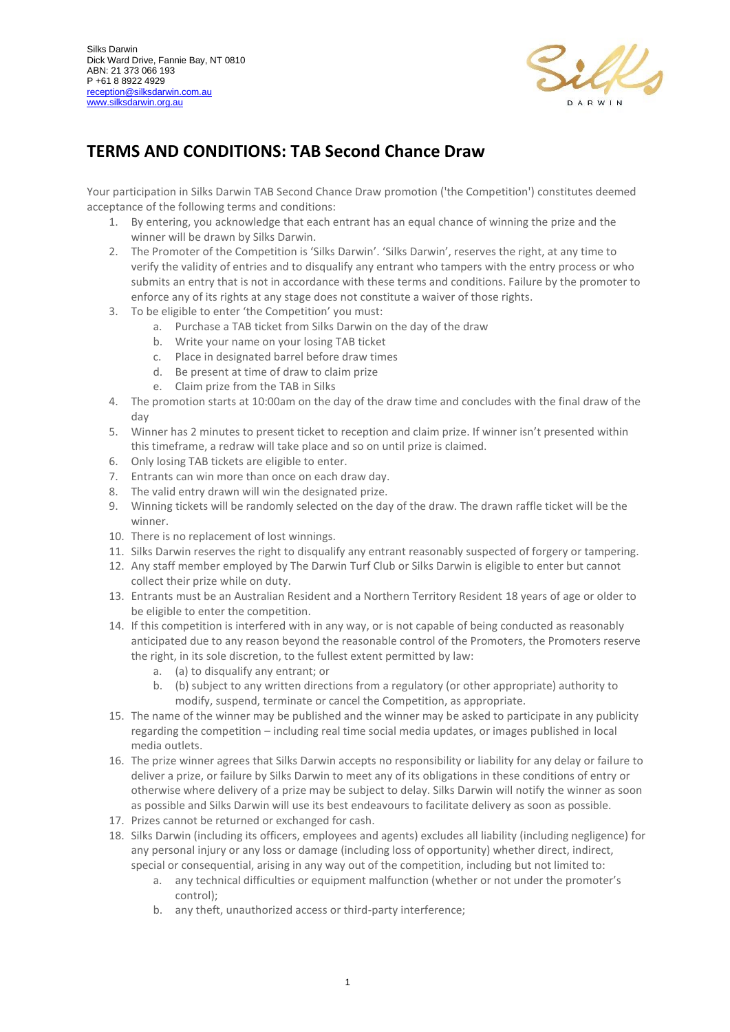Silks Darwin
Dick Ward Drive, Fannie Bay, NT 0810
ABN: 21 373 066 193
P +61 8 8922 4929
reception@silksdarwin.com.au
www.silksdarwin.org.au

# TERMS AND CONDITIONS: TAB Second Chance Draw

Your participation in Silks Darwin TAB Second Chance Draw promotion ('the Competition') constitutes deemed acceptance of the following terms and conditions:

1. By entering, you acknowledge that each entrant has an equal chance of winning the prize and the winner will be drawn by Silks Darwin.
2. The Promoter of the Competition is 'Silks Darwin'. 'Silks Darwin', reserves the right, at any time to verify the validity of entries and to disqualify any entrant who tampers with the entry process or who submits an entry that is not in accordance with these terms and conditions. Failure by the promoter to enforce any of its rights at any stage does not constitute a waiver of those rights.
3. To be eligible to enter 'the Competition' you must:
    a. Purchase a TAB ticket from Silks Darwin on the day of the draw
    b. Write your name on your losing TAB ticket
    c. Place in designated barrel before draw times
    d. Be present at time of draw to claim prize
    e. Claim prize from the TAB in Silks
4. The promotion starts at 10:00am on the day of the draw time and concludes with the final draw of the day
5. Winner has 2 minutes to present ticket to reception and claim prize. If winner isn't presented within this timeframe, a redraw will take place and so on until prize is claimed.
6. Only losing TAB tickets are eligible to enter.
7. Entrants can win more than once on each draw day.
8. The valid entry drawn will win the designated prize.
9. Winning tickets will be randomly selected on the day of the draw. The drawn raffle ticket will be the winner.
10. There is no replacement of lost winnings.
11. Silks Darwin reserves the right to disqualify any entrant reasonably suspected of forgery or tampering.
12. Any staff member employed by The Darwin Turf Club or Silks Darwin is eligible to enter but cannot collect their prize while on duty.
13. Entrants must be an Australian Resident and a Northern Territory Resident 18 years of age or older to be eligible to enter the competition.
14. If this competition is interfered with in any way, or is not capable of being conducted as reasonably anticipated due to any reason beyond the reasonable control of the Promoters, the Promoters reserve the right, in its sole discretion, to the fullest extent permitted by law:
    a. (a) to disqualify any entrant; or
    b. (b) subject to any written directions from a regulatory (or other appropriate) authority to modify, suspend, terminate or cancel the Competition, as appropriate.
15. The name of the winner may be published and the winner may be asked to participate in any publicity regarding the competition – including real time social media updates, or images published in local media outlets.
16. The prize winner agrees that Silks Darwin accepts no responsibility or liability for any delay or failure to deliver a prize, or failure by Silks Darwin to meet any of its obligations in these conditions of entry or otherwise where delivery of a prize may be subject to delay. Silks Darwin will notify the winner as soon as possible and Silks Darwin will use its best endeavours to facilitate delivery as soon as possible.
17. Prizes cannot be returned or exchanged for cash.
18. Silks Darwin (including its officers, employees and agents) excludes all liability (including negligence) for any personal injury or any loss or damage (including loss of opportunity) whether direct, indirect, special or consequential, arising in any way out of the competition, including but not limited to:
    a. any technical difficulties or equipment malfunction (whether or not under the promoter's control);
    b. any theft, unauthorized access or third-party interference;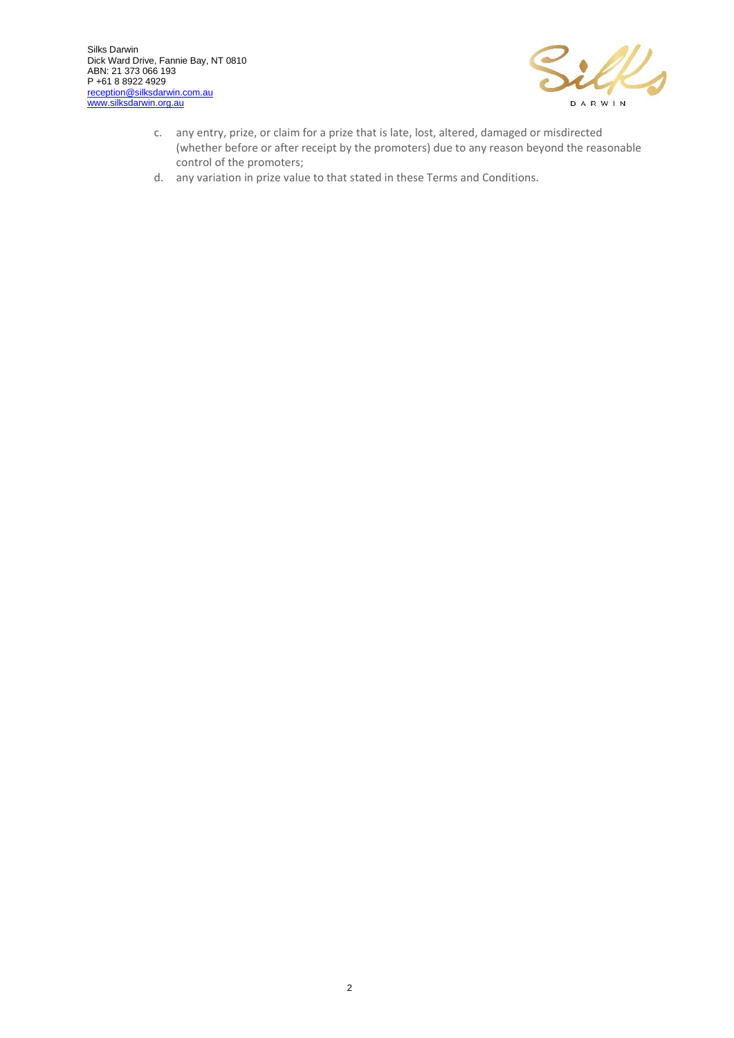c. any entry, prize, or claim for a prize that is late, lost, altered, damaged or misdirected (whether before or after receipt by the promoters) due to any reason beyond the reasonable control of the promoters;
d. any variation in prize value to that stated in these Terms and Conditions.